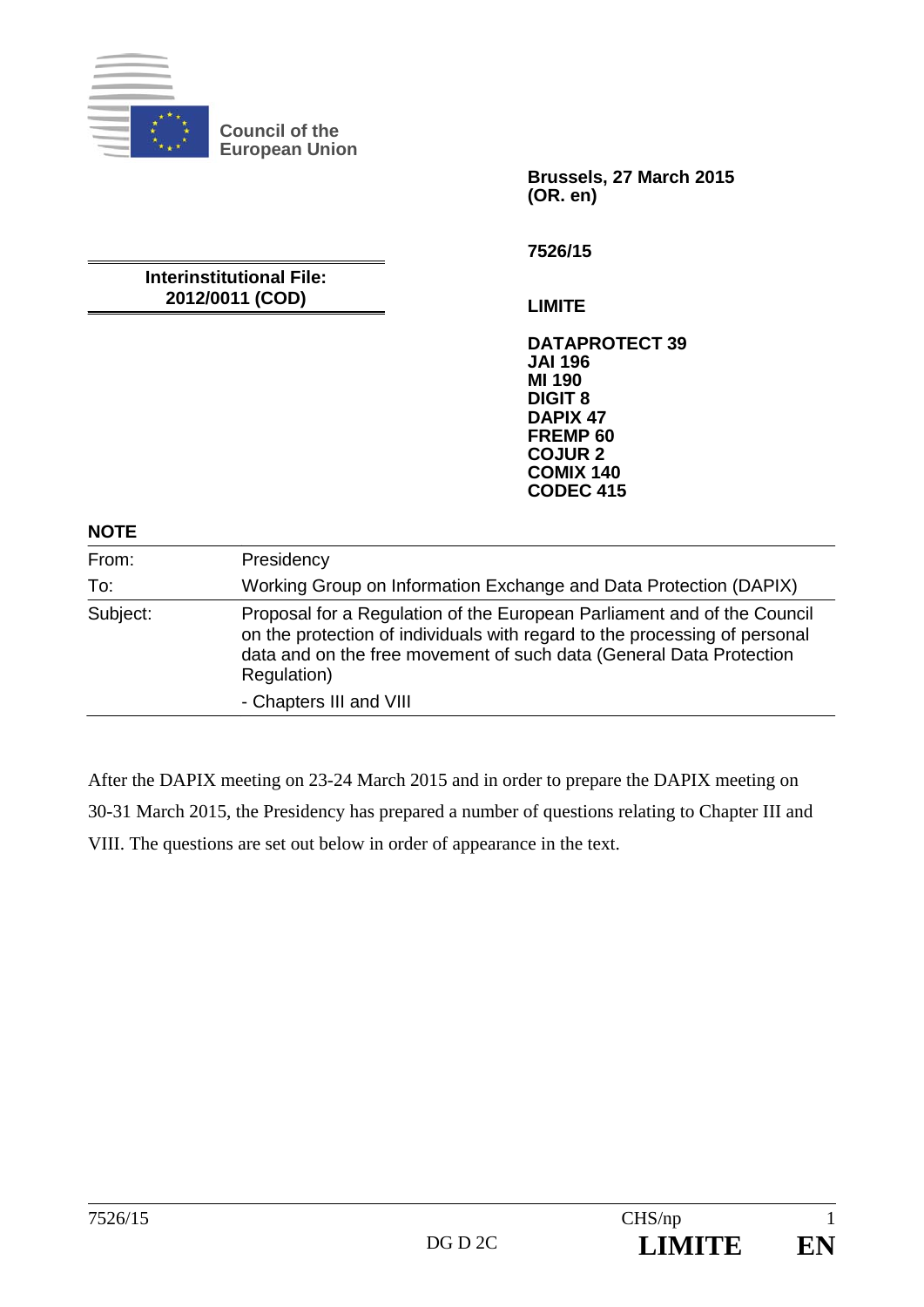**Council of the European Union**

**Brussels, 27 March 2015**
**(OR. en)**

**7526/15**

**Interinstitutional File:**
**2012/0011 (COD)**

**LIMITE**

**DATAPROTECT 39**
**JAI 196**
**MI 190**
**DIGIT 8**
**DAPIX 47**
**FREMP 60**
**COJUR 2**
**COMIX 140**
**CODEC 415**

**NOTE**

| | |
|---|---|
| From: | Presidency |
| To: | Working Group on Information Exchange and Data Protection (DAPIX) |
| Subject: | Proposal for a Regulation of the European Parliament and of the Council on the protection of individuals with regard to the processing of personal data and on the free movement of such data (General Data Protection Regulation)<br>- Chapters III and VIII |

After the DAPIX meeting on 23-24 March 2015 and in order to prepare the DAPIX meeting on 30-31 March 2015, the Presidency has prepared a number of questions relating to Chapter III and VIII. The questions are set out below in order of appearance in the text.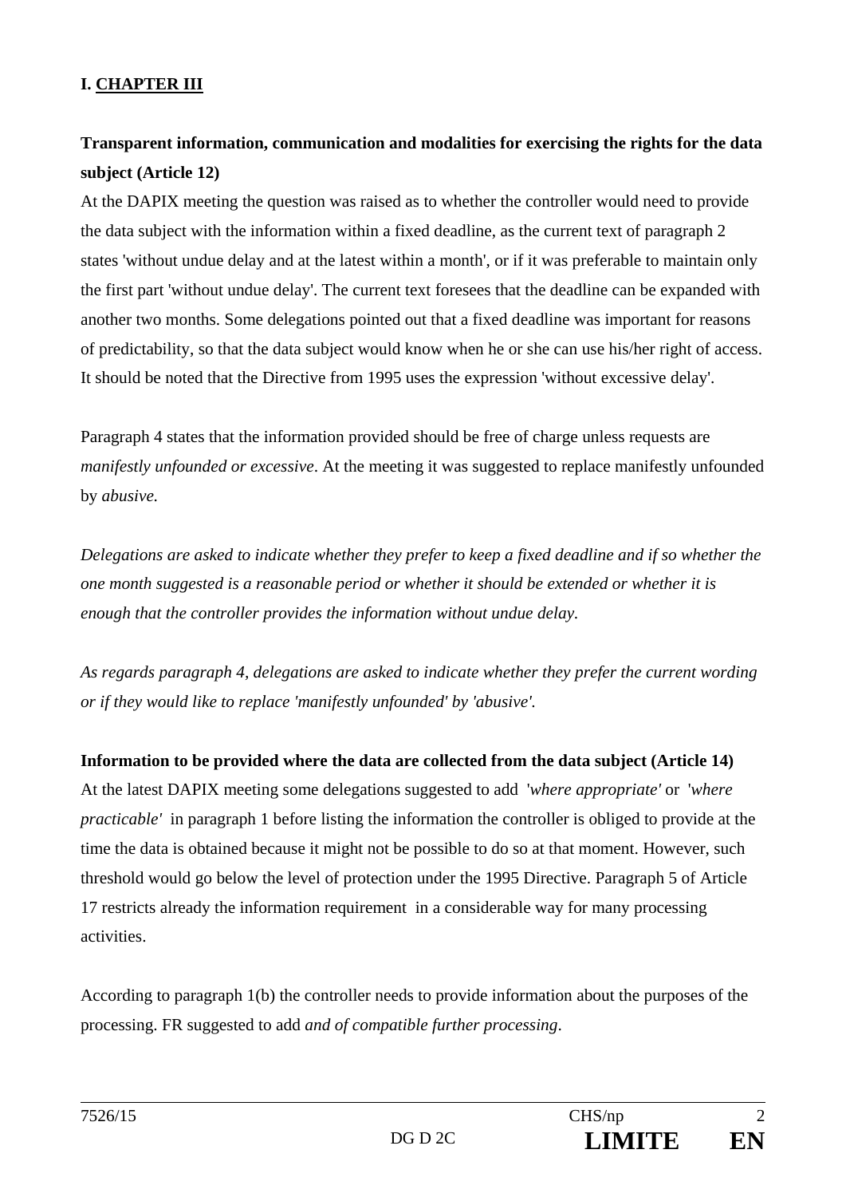**I. <u>CHAPTER III</u>**

**Transparent information, communication and modalities for exercising the rights for the data subject (Article 12)**

At the DAPIX meeting the question was raised as to whether the controller would need to provide the data subject with the information within a fixed deadline, as the current text of paragraph 2 states 'without undue delay and at the latest within a month', or if it was preferable to maintain only the first part 'without undue delay'. The current text foresees that the deadline can be expanded with another two months. Some delegations pointed out that a fixed deadline was important for reasons of predictability, so that the data subject would know when he or she can use his/her right of access. It should be noted that the Directive from 1995 uses the expression 'without excessive delay'.

Paragraph 4 states that the information provided should be free of charge unless requests are *manifestly unfounded or excessive*. At the meeting it was suggested to replace manifestly unfounded by *abusive.*

*Delegations are asked to indicate whether they prefer to keep a fixed deadline and if so whether the one month suggested is a reasonable period or whether it should be extended or whether it is enough that the controller provides the information without undue delay.*

*As regards paragraph 4, delegations are asked to indicate whether they prefer the current wording or if they would like to replace 'manifestly unfounded' by 'abusive'.*

**Information to be provided where the data are collected from the data subject (Article 14)**

At the latest DAPIX meeting some delegations suggested to add *'where appropriate'* or *'where practicable'* in paragraph 1 before listing the information the controller is obliged to provide at the time the data is obtained because it might not be possible to do so at that moment. However, such threshold would go below the level of protection under the 1995 Directive. Paragraph 5 of Article 17 restricts already the information requirement in a considerable way for many processing activities.

According to paragraph 1(b) the controller needs to provide information about the purposes of the processing. FR suggested to add *and of compatible further processing*.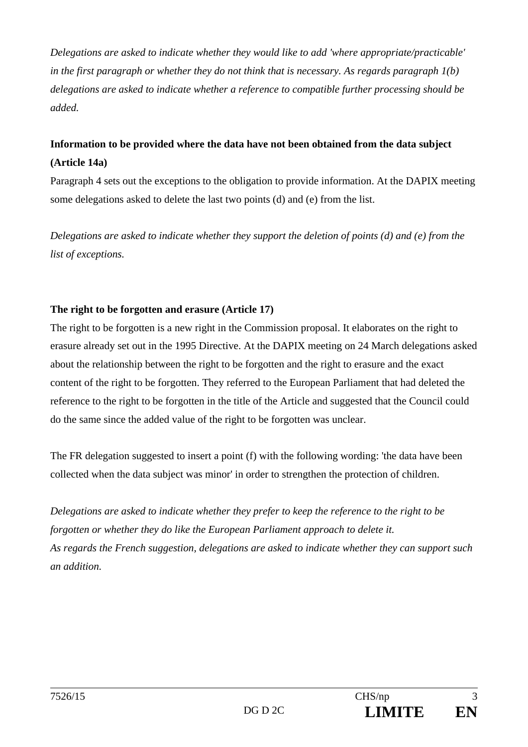*Delegations are asked to indicate whether they would like to add 'where appropriate/practicable' in the first paragraph or whether they do not think that is necessary. As regards paragraph 1(b) delegations are asked to indicate whether a reference to compatible further processing should be added.*

**Information to be provided where the data have not been obtained from the data subject (Article 14a)**

Paragraph 4 sets out the exceptions to the obligation to provide information. At the DAPIX meeting some delegations asked to delete the last two points (d) and (e) from the list.

*Delegations are asked to indicate whether they support the deletion of points (d) and (e) from the list of exceptions.*

**The right to be forgotten and erasure (Article 17)**

The right to be forgotten is a new right in the Commission proposal. It elaborates on the right to erasure already set out in the 1995 Directive. At the DAPIX meeting on 24 March delegations asked about the relationship between the right to be forgotten and the right to erasure and the exact content of the right to be forgotten. They referred to the European Parliament that had deleted the reference to the right to be forgotten in the title of the Article and suggested that the Council could do the same since the added value of the right to be forgotten was unclear.

The FR delegation suggested to insert a point (f) with the following wording: 'the data have been collected when the data subject was minor' in order to strengthen the protection of children.

*Delegations are asked to indicate whether they prefer to keep the reference to the right to be forgotten or whether they do like the European Parliament approach to delete it.*
*As regards the French suggestion, delegations are asked to indicate whether they can support such an addition.*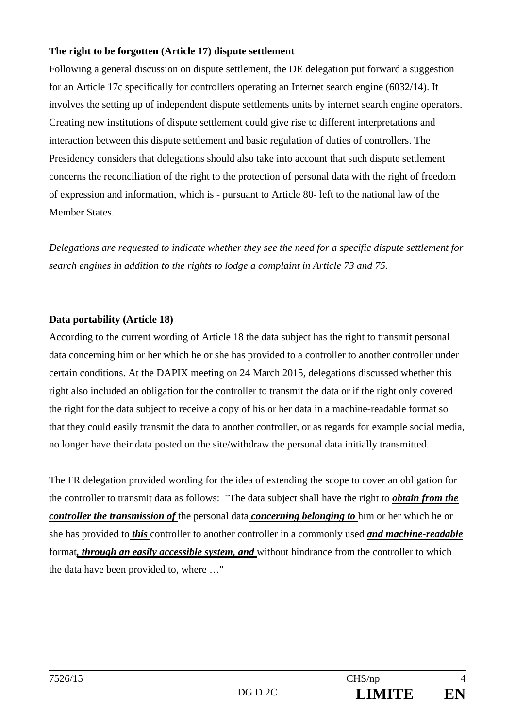**The right to be forgotten (Article 17) dispute settlement**

Following a general discussion on dispute settlement, the DE delegation put forward a suggestion for an Article 17c specifically for controllers operating an Internet search engine (6032/14). It involves the setting up of independent dispute settlements units by internet search engine operators. Creating new institutions of dispute settlement could give rise to different interpretations and interaction between this dispute settlement and basic regulation of duties of controllers. The Presidency considers that delegations should also take into account that such dispute settlement concerns the reconciliation of the right to the protection of personal data with the right of freedom of expression and information, which is - pursuant to Article 80- left to the national law of the Member States.

*Delegations are requested to indicate whether they see the need for a specific dispute settlement for search engines in addition to the rights to lodge a complaint in Article 73 and 75.*

**Data portability (Article 18)**

According to the current wording of Article 18 the data subject has the right to transmit personal data concerning him or her which he or she has provided to a controller to another controller under certain conditions. At the DAPIX meeting on 24 March 2015, delegations discussed whether this right also included an obligation for the controller to transmit the data or if the right only covered the right for the data subject to receive a copy of his or her data in a machine-readable format so that they could easily transmit the data to another controller, or as regards for example social media, no longer have their data posted on the site/withdraw the personal data initially transmitted.

The FR delegation provided wording for the idea of extending the scope to cover an obligation for the controller to transmit data as follows: "The data subject shall have the right to ***obtain from the controller the transmission of*** the personal data ***concerning belonging to*** him or her which he or she has provided to ***this*** controller to another controller in a commonly used ***and machine-readable*** format***, through an easily accessible system, and*** without hindrance from the controller to which the data have been provided to, where …"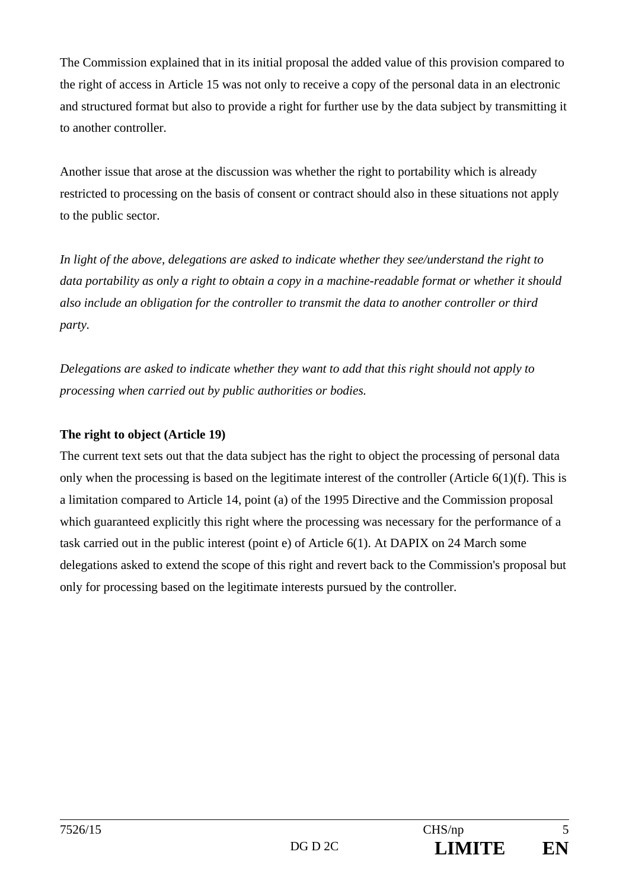The Commission explained that in its initial proposal the added value of this provision compared to the right of access in Article 15 was not only to receive a copy of the personal data in an electronic and structured format but also to provide a right for further use by the data subject by transmitting it to another controller.

Another issue that arose at the discussion was whether the right to portability which is already restricted to processing on the basis of consent or contract should also in these situations not apply to the public sector.

*In light of the above, delegations are asked to indicate whether they see/understand the right to data portability as only a right to obtain a copy in a machine-readable format or whether it should also include an obligation for the controller to transmit the data to another controller or third party.*

*Delegations are asked to indicate whether they want to add that this right should not apply to processing when carried out by public authorities or bodies.*

**The right to object (Article 19)**

The current text sets out that the data subject has the right to object the processing of personal data only when the processing is based on the legitimate interest of the controller (Article 6(1)(f). This is a limitation compared to Article 14, point (a) of the 1995 Directive and the Commission proposal which guaranteed explicitly this right where the processing was necessary for the performance of a task carried out in the public interest (point e) of Article 6(1). At DAPIX on 24 March some delegations asked to extend the scope of this right and revert back to the Commission's proposal but only for processing based on the legitimate interests pursued by the controller.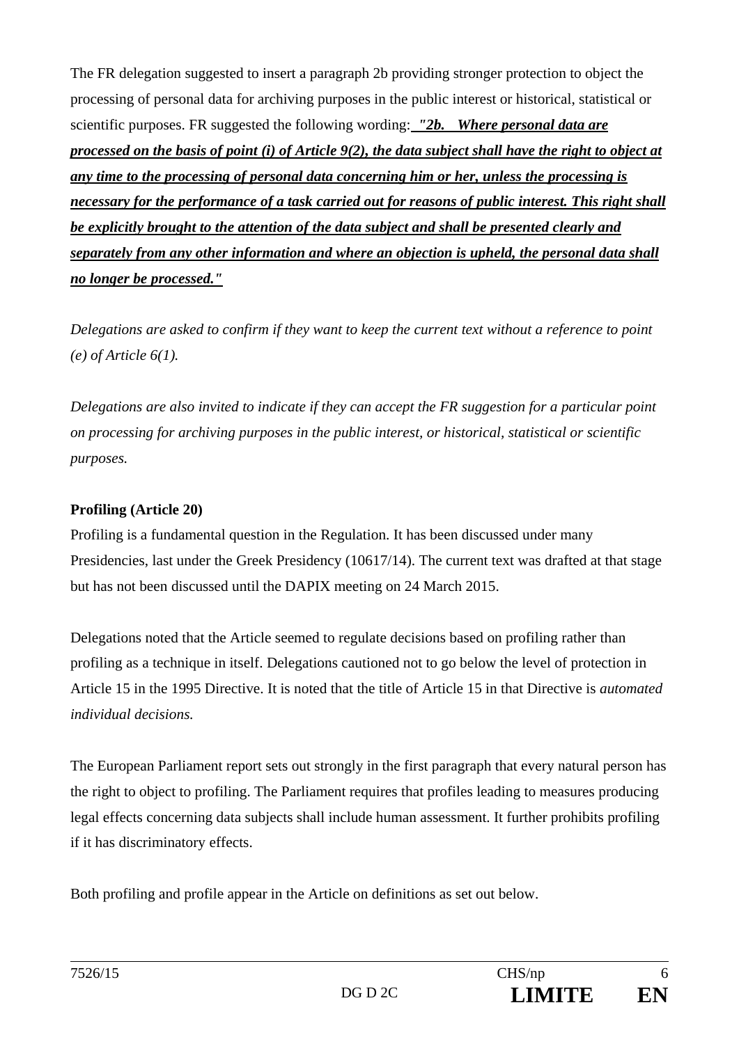The FR delegation suggested to insert a paragraph 2b providing stronger protection to object the processing of personal data for archiving purposes in the public interest or historical, statistical or scientific purposes. FR suggested the following wording: ***"2b. Where personal data are processed on the basis of point (i) of Article 9(2), the data subject shall have the right to object at any time to the processing of personal data concerning him or her, unless the processing is necessary for the performance of a task carried out for reasons of public interest. This right shall be explicitly brought to the attention of the data subject and shall be presented clearly and separately from any other information and where an objection is upheld, the personal data shall no longer be processed."***

*Delegations are asked to confirm if they want to keep the current text without a reference to point (e) of Article 6(1).*

*Delegations are also invited to indicate if they can accept the FR suggestion for a particular point on processing for archiving purposes in the public interest, or historical, statistical or scientific purposes.*

**Profiling (Article 20)**

Profiling is a fundamental question in the Regulation. It has been discussed under many Presidencies, last under the Greek Presidency (10617/14). The current text was drafted at that stage but has not been discussed until the DAPIX meeting on 24 March 2015.

Delegations noted that the Article seemed to regulate decisions based on profiling rather than profiling as a technique in itself. Delegations cautioned not to go below the level of protection in Article 15 in the 1995 Directive. It is noted that the title of Article 15 in that Directive is *automated individual decisions.*

The European Parliament report sets out strongly in the first paragraph that every natural person has the right to object to profiling. The Parliament requires that profiles leading to measures producing legal effects concerning data subjects shall include human assessment. It further prohibits profiling if it has discriminatory effects.

Both profiling and profile appear in the Article on definitions as set out below.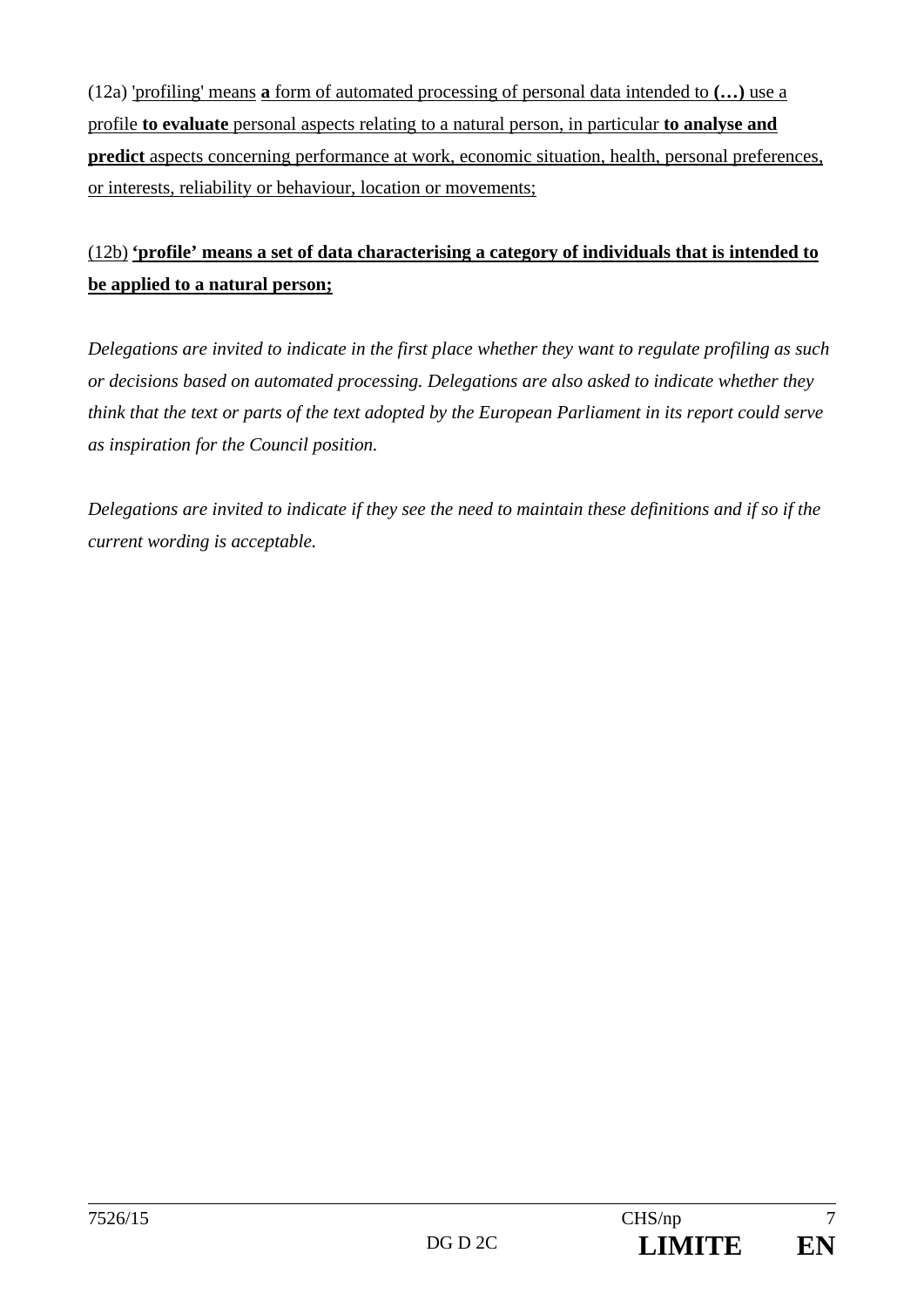(12a) 'profiling' means **a** form of automated processing of personal data intended to **(…)** use a profile **to evaluate** personal aspects relating to a natural person, in particular **to analyse and predict** aspects concerning performance at work, economic situation, health, personal preferences, or interests, reliability or behaviour, location or movements;

(12b) **'profile' means a set of data characterising a category of individuals that is intended to be applied to a natural person;**

*Delegations are invited to indicate in the first place whether they want to regulate profiling as such or decisions based on automated processing. Delegations are also asked to indicate whether they think that the text or parts of the text adopted by the European Parliament in its report could serve as inspiration for the Council position.*

*Delegations are invited to indicate if they see the need to maintain these definitions and if so if the current wording is acceptable.*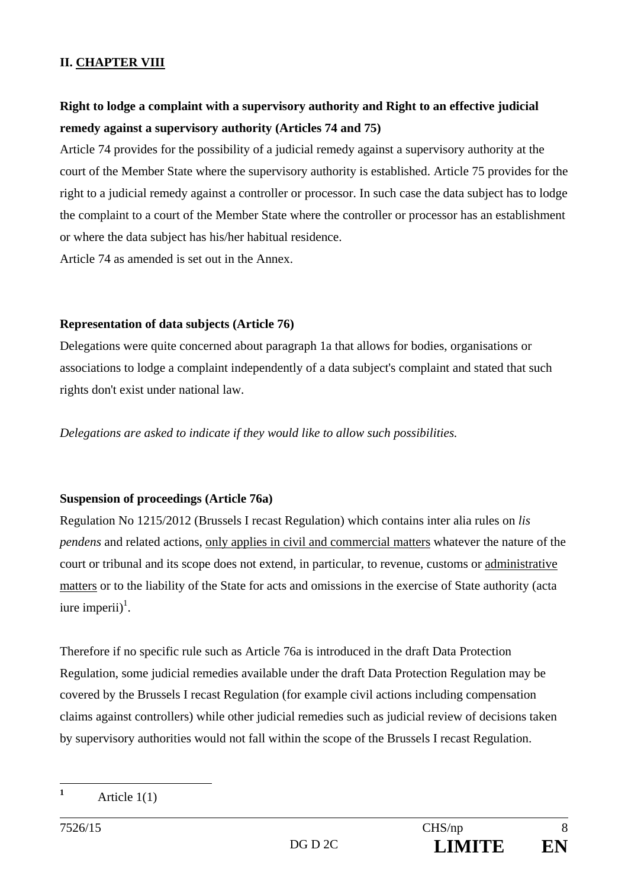## II. CHAPTER VIII

**Right to lodge a complaint with a supervisory authority and Right to an effective judicial remedy against a supervisory authority (Articles 74 and 75)**

Article 74 provides for the possibility of a judicial remedy against a supervisory authority at the court of the Member State where the supervisory authority is established. Article 75 provides for the right to a judicial remedy against a controller or processor. In such case the data subject has to lodge the complaint to a court of the Member State where the controller or processor has an establishment or where the data subject has his/her habitual residence.

Article 74 as amended is set out in the Annex.

**Representation of data subjects (Article 76)**

Delegations were quite concerned about paragraph 1a that allows for bodies, organisations or associations to lodge a complaint independently of a data subject's complaint and stated that such rights don't exist under national law.

*Delegations are asked to indicate if they would like to allow such possibilities.*

**Suspension of proceedings (Article 76a)**

Regulation No 1215/2012 (Brussels I recast Regulation) which contains inter alia rules on *lis pendens* and related actions, only applies in civil and commercial matters whatever the nature of the court or tribunal and its scope does not extend, in particular, to revenue, customs or administrative matters or to the liability of the State for acts and omissions in the exercise of State authority (acta iure imperii)[1].

Therefore if no specific rule such as Article 76a is introduced in the draft Data Protection Regulation, some judicial remedies available under the draft Data Protection Regulation may be covered by the Brussels I recast Regulation (for example civil actions including compensation claims against controllers) while other judicial remedies such as judicial review of decisions taken by supervisory authorities would not fall within the scope of the Brussels I recast Regulation.

---

[1] Article 1(1)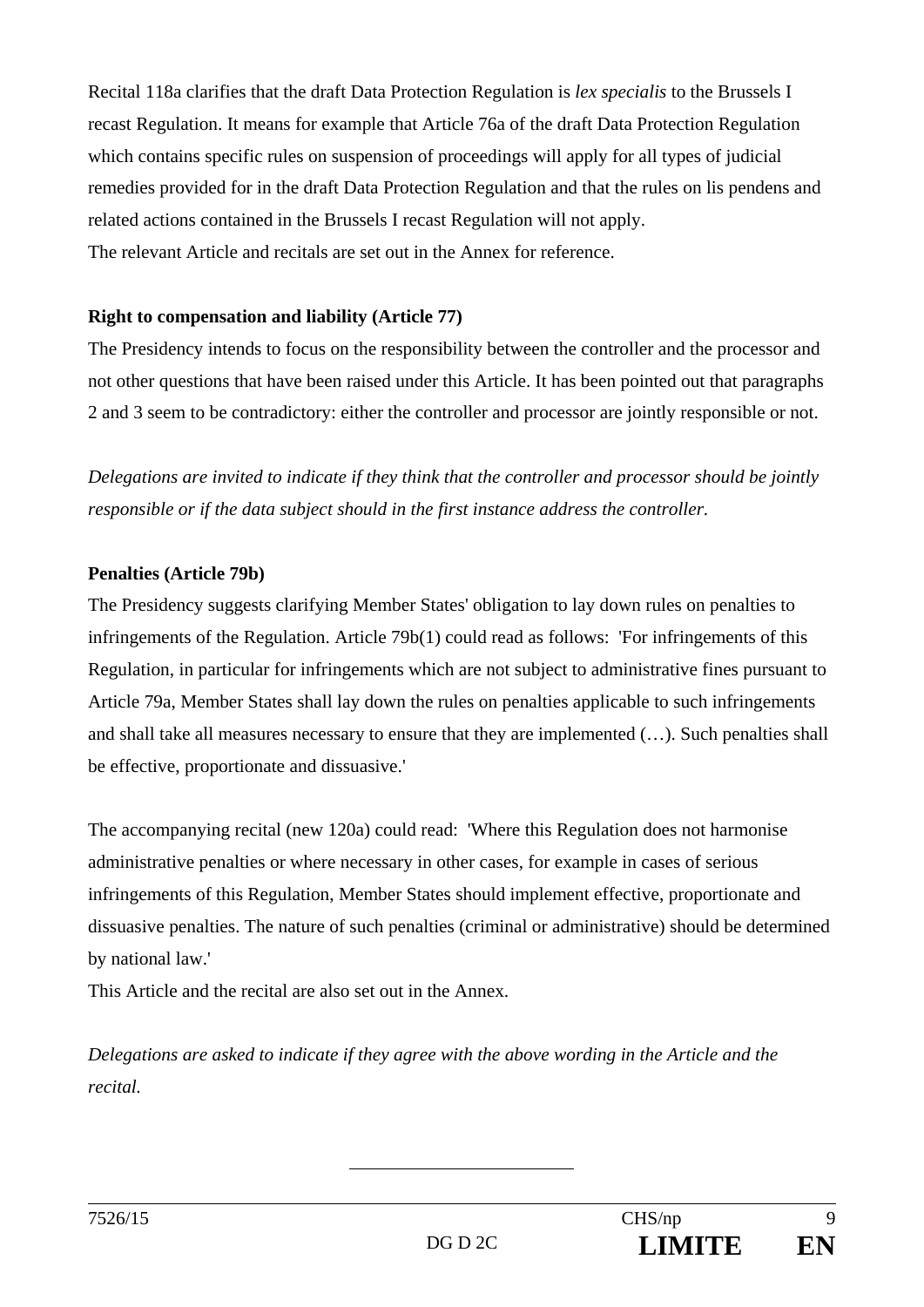Recital 118a clarifies that the draft Data Protection Regulation is *lex specialis* to the Brussels I recast Regulation. It means for example that Article 76a of the draft Data Protection Regulation which contains specific rules on suspension of proceedings will apply for all types of judicial remedies provided for in the draft Data Protection Regulation and that the rules on lis pendens and related actions contained in the Brussels I recast Regulation will not apply.
The relevant Article and recitals are set out in the Annex for reference.

**Right to compensation and liability (Article 77)**

The Presidency intends to focus on the responsibility between the controller and the processor and not other questions that have been raised under this Article. It has been pointed out that paragraphs 2 and 3 seem to be contradictory: either the controller and processor are jointly responsible or not.

*Delegations are invited to indicate if they think that the controller and processor should be jointly responsible or if the data subject should in the first instance address the controller.*

**Penalties (Article 79b)**

The Presidency suggests clarifying Member States' obligation to lay down rules on penalties to infringements of the Regulation. Article 79b(1) could read as follows: 'For infringements of this Regulation, in particular for infringements which are not subject to administrative fines pursuant to Article 79a, Member States shall lay down the rules on penalties applicable to such infringements and shall take all measures necessary to ensure that they are implemented (…). Such penalties shall be effective, proportionate and dissuasive.'

The accompanying recital (new 120a) could read: 'Where this Regulation does not harmonise administrative penalties or where necessary in other cases, for example in cases of serious infringements of this Regulation, Member States should implement effective, proportionate and dissuasive penalties. The nature of such penalties (criminal or administrative) should be determined by national law.'
This Article and the recital are also set out in the Annex.

*Delegations are asked to indicate if they agree with the above wording in the Article and the recital.*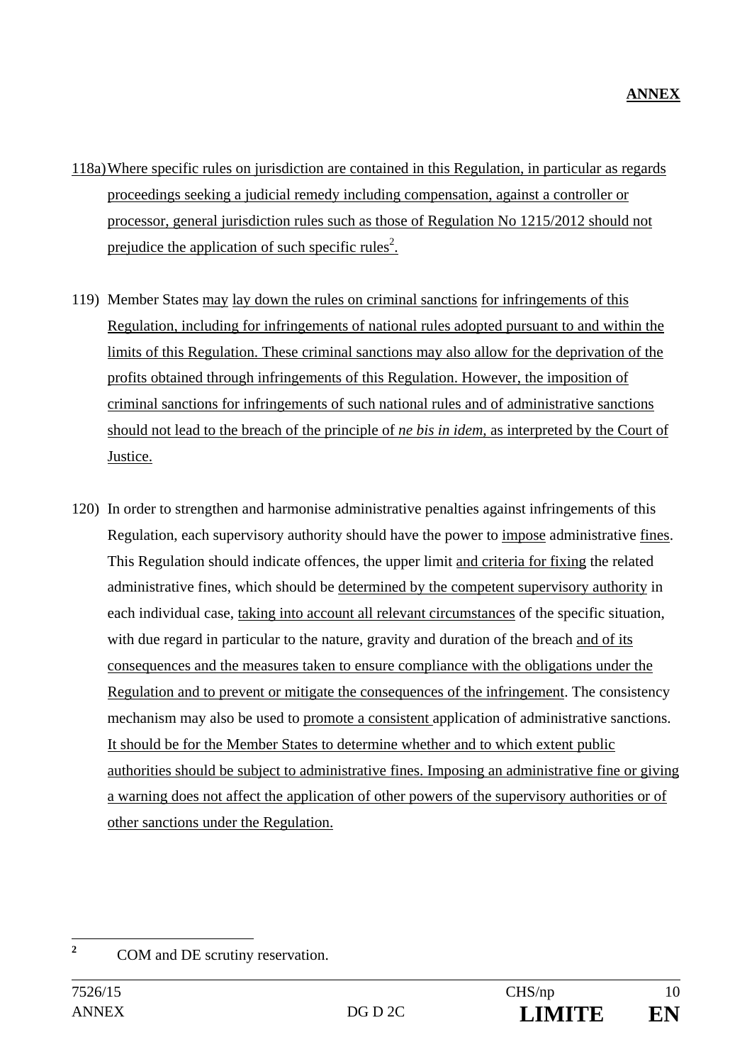**ANNEX**

118a) Where specific rules on jurisdiction are contained in this Regulation, in particular as regards proceedings seeking a judicial remedy including compensation, against a controller or processor, general jurisdiction rules such as those of Regulation No 1215/2012 should not prejudice the application of such specific rules[2].

119) Member States may lay down the rules on criminal sanctions for infringements of this Regulation, including for infringements of national rules adopted pursuant to and within the limits of this Regulation. These criminal sanctions may also allow for the deprivation of the profits obtained through infringements of this Regulation. However, the imposition of criminal sanctions for infringements of such national rules and of administrative sanctions should not lead to the breach of the principle of *ne bis in idem*, as interpreted by the Court of Justice.

120) In order to strengthen and harmonise administrative penalties against infringements of this Regulation, each supervisory authority should have the power to impose administrative fines. This Regulation should indicate offences, the upper limit and criteria for fixing the related administrative fines, which should be determined by the competent supervisory authority in each individual case, taking into account all relevant circumstances of the specific situation, with due regard in particular to the nature, gravity and duration of the breach and of its consequences and the measures taken to ensure compliance with the obligations under the Regulation and to prevent or mitigate the consequences of the infringement. The consistency mechanism may also be used to promote a consistent application of administrative sanctions. It should be for the Member States to determine whether and to which extent public authorities should be subject to administrative fines. Imposing an administrative fine or giving a warning does not affect the application of other powers of the supervisory authorities or of other sanctions under the Regulation.

[2] COM and DE scrutiny reservation.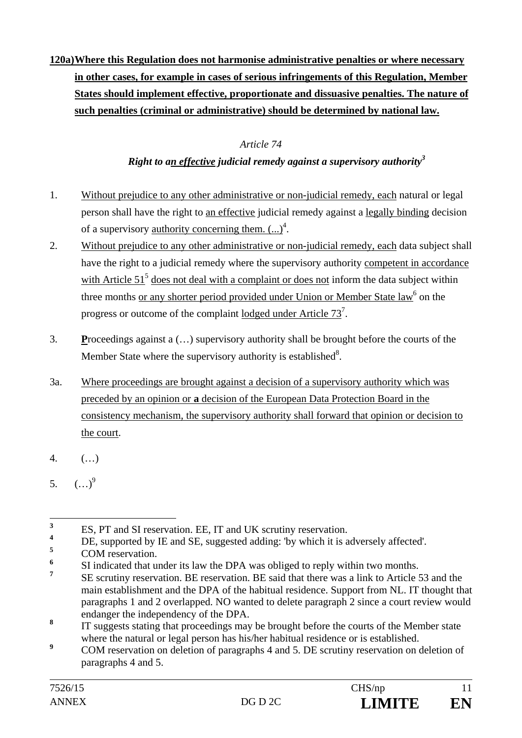**120a) <u>Where this Regulation does not harmonise administrative penalties or where necessary in other cases, for example in cases of serious infringements of this Regulation, Member States should implement effective, proportionate and dissuasive penalties. The nature of such penalties (criminal or administrative) should be determined by national law.</u>**

*Article 74*

***Right to a<u>n effective</u> judicial remedy against a supervisory authority*[3]**

1. <u>Without prejudice to any other administrative or non-judicial remedy, each</u> natural or legal person shall have the right to <u>an effective</u> judicial remedy against a <u>legally binding</u> decision of a supervisory <u>authority concerning them. (...)</u>[4].

2. <u>Without prejudice to any other administrative or non-judicial remedy, each</u> data subject shall have the right to a judicial remedy where the supervisory authority <u>competent in accordance with Article 51</u>[5] <u>does not deal with a complaint or does not</u> inform the data subject within three months <u>or any shorter period provided under Union or Member State law</u>[6] on the progress or outcome of the complaint <u>lodged under Article 73</u>[7].

3. <u>**P**</u>roceedings against a (…) supervisory authority shall be brought before the courts of the Member State where the supervisory authority is established[8].

3a. <u>Where proceedings are brought against a decision of a supervisory authority which was preceded by an opinion or **a** decision of the European Data Protection Board in the consistency mechanism, the supervisory authority shall forward that opinion or decision to the court</u>.

4. (…)

5. (…)[9]

---

[3] ES, PT and SI reservation. EE, IT and UK scrutiny reservation.

[4] DE, supported by IE and SE, suggested adding: 'by which it is adversely affected'.

[5] COM reservation.

[6] SI indicated that under its law the DPA was obliged to reply within two months.

[7] SE scrutiny reservation. BE reservation. BE said that there was a link to Article 53 and the main establishment and the DPA of the habitual residence. Support from NL. IT thought that paragraphs 1 and 2 overlapped. NO wanted to delete paragraph 2 since a court review would endanger the independency of the DPA.

[8] IT suggests stating that proceedings may be brought before the courts of the Member state where the natural or legal person has his/her habitual residence or is established.

[9] COM reservation on deletion of paragraphs 4 and 5. DE scrutiny reservation on deletion of paragraphs 4 and 5.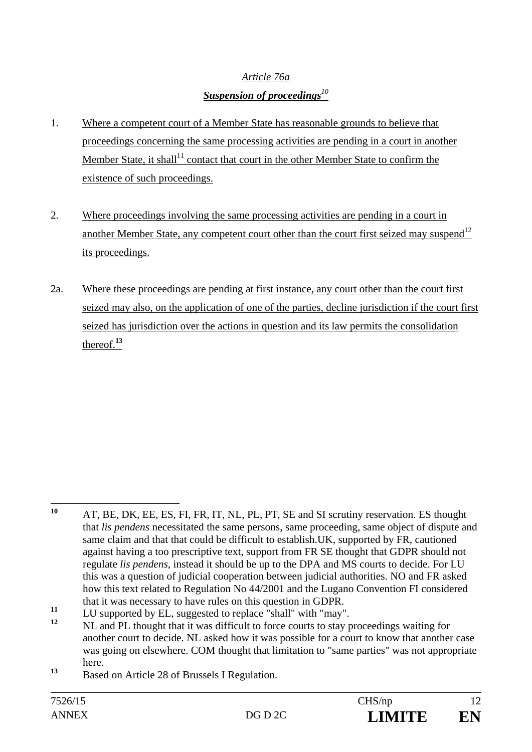*Article 76a*

***Suspension of proceedings***[10]

1. Where a competent court of a Member State has reasonable grounds to believe that proceedings concerning the same processing activities are pending in a court in another Member State, it shall[11] contact that court in the other Member State to confirm the existence of such proceedings.

2. Where proceedings involving the same processing activities are pending in a court in another Member State, any competent court other than the court first seized may suspend[12] its proceedings.

2a. Where these proceedings are pending at first instance, any court other than the court first seized may also, on the application of one of the parties, decline jurisdiction if the court first seized has jurisdiction over the actions in question and its law permits the consolidation thereof.[13]

---

[10] AT, BE, DK, EE, ES, FI, FR, IT, NL, PL, PT, SE and SI scrutiny reservation. ES thought that *lis pendens* necessitated the same persons, same proceeding, same object of dispute and same claim and that that could be difficult to establish.UK, supported by FR, cautioned against having a too prescriptive text, support from FR SE thought that GDPR should not regulate *lis pendens*, instead it should be up to the DPA and MS courts to decide. For LU this was a question of judicial cooperation between judicial authorities. NO and FR asked how this text related to Regulation No 44/2001 and the Lugano Convention FI considered that it was necessary to have rules on this question in GDPR.

[11] LU supported by EL, suggested to replace "shall" with "may".

[12] NL and PL thought that it was difficult to force courts to stay proceedings waiting for another court to decide. NL asked how it was possible for a court to know that another case was going on elsewhere. COM thought that limitation to "same parties" was not appropriate here.

[13] Based on Article 28 of Brussels I Regulation.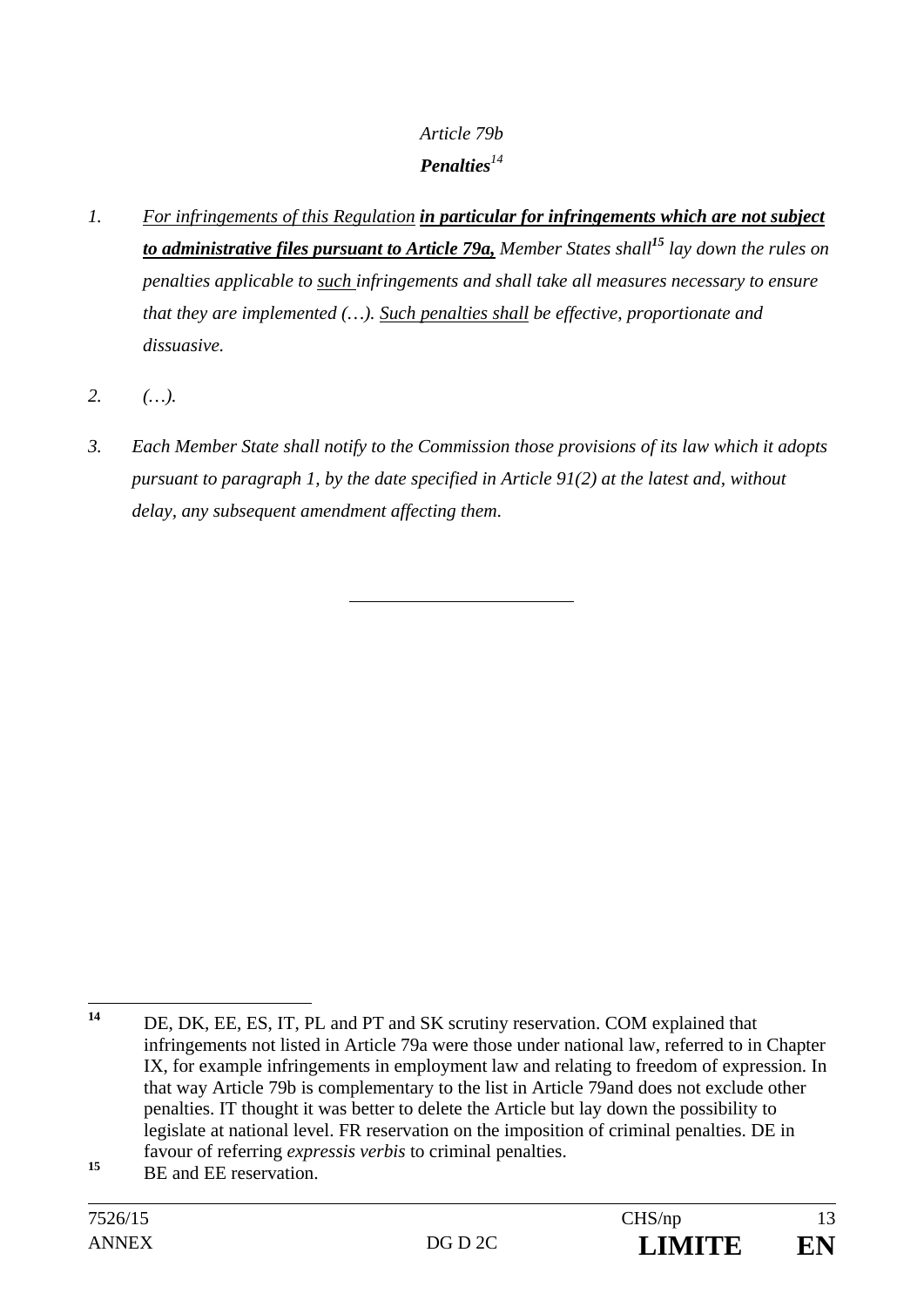*Article 79b*

***Penalties***[14]

1. *For infringements of this Regulation* ***in particular for infringements which are not subject to administrative files pursuant to Article 79a,*** *Member States shall*[15] *lay down the rules on penalties applicable to such infringements and shall take all measures necessary to ensure that they are implemented (…). Such penalties shall be effective, proportionate and dissuasive.*

2. *(…).*

3. *Each Member State shall notify to the Commission those provisions of its law which it adopts pursuant to paragraph 1, by the date specified in Article 91(2) at the latest and, without delay, any subsequent amendment affecting them.*

---

[14] DE, DK, EE, ES, IT, PL and PT and SK scrutiny reservation. COM explained that infringements not listed in Article 79a were those under national law, referred to in Chapter IX, for example infringements in employment law and relating to freedom of expression. In that way Article 79b is complementary to the list in Article 79and does not exclude other penalties. IT thought it was better to delete the Article but lay down the possibility to legislate at national level. FR reservation on the imposition of criminal penalties. DE in favour of referring *expressis verbis* to criminal penalties.

[15] BE and EE reservation.